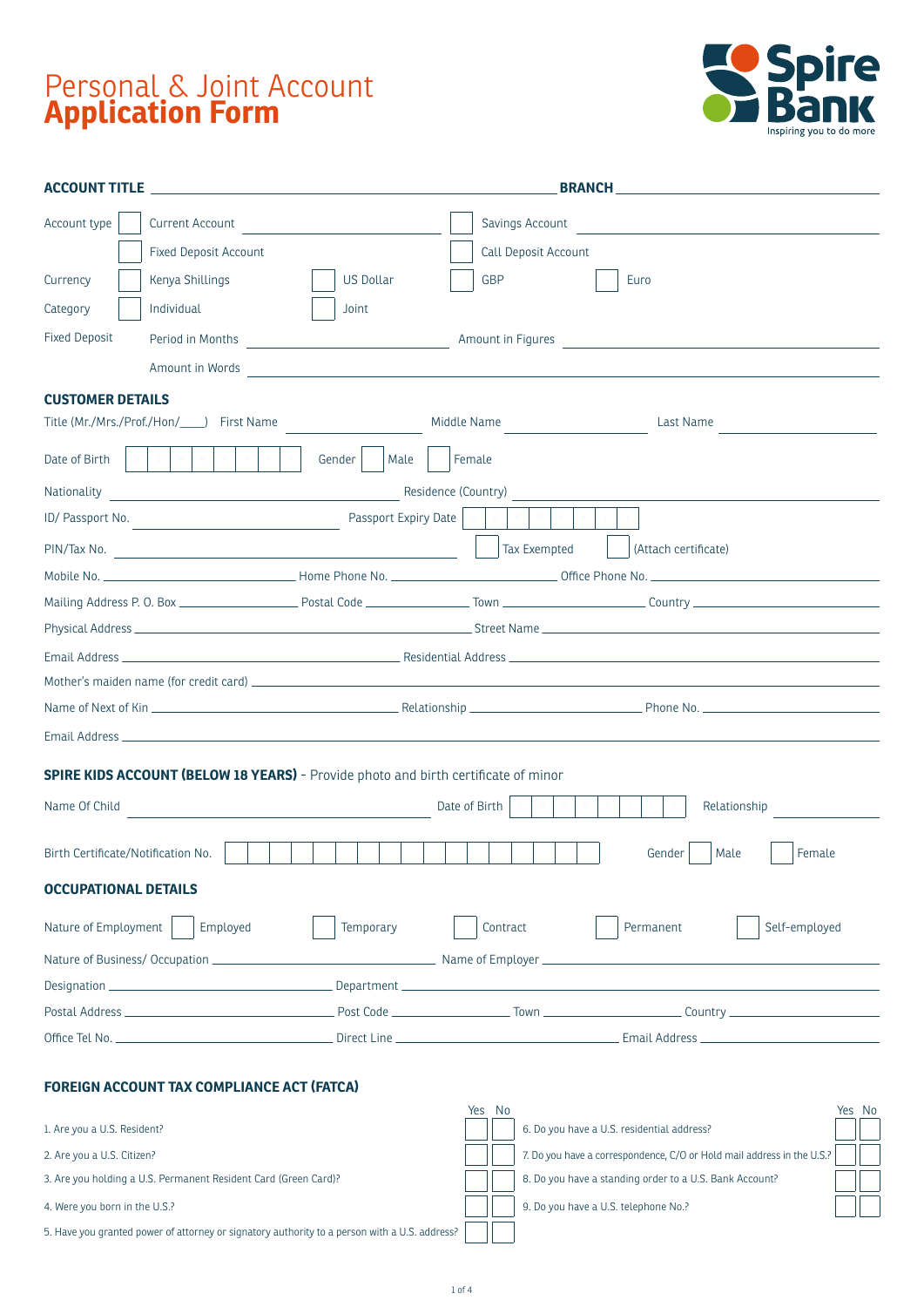# Personal & Joint Account **Application Form**

Spire Bank
Inspiring you to do more

**ACCOUNT TITLE** ____________________ **BRANCH** ____________________

Account type ☐ Current Account ____________ ☐ Savings Account ____________

☐ Fixed Deposit Account ☐ Call Deposit Account

Currency ☐ Kenya Shillings ☐ US Dollar ☐ GBP ☐ Euro

Category ☐ Individual ☐ Joint

Fixed Deposit Period in Months ____________ Amount in Figures ____________

Amount in Words ____________________

## CUSTOMER DETAILS

Title (Mr./Mrs./Prof./Hon/____) First Name ____________ Middle Name ____________ Last Name ____________

Date of Birth ☐☐☐☐☐☐☐☐ Gender ☐ Male ☐ Female

Nationality ____________ Residence (Country) ____________

ID/ Passport No. ____________ Passport Expiry Date ☐☐☐☐☐☐☐☐

PIN/Tax No. ____________ ☐ Tax Exempted ☐ (Attach certificate)

Mobile No. ____________ Home Phone No. ____________ Office Phone No. ____________

Mailing Address P. O. Box ____________ Postal Code ____________ Town ____________ Country ____________

Physical Address ____________ Street Name ____________

Email Address ____________ Residential Address ____________

Mother's maiden name (for credit card) ____________

Name of Next of Kin ____________ Relationship ____________ Phone No. ____________

Email Address ____________

## SPIRE KIDS ACCOUNT (BELOW 18 YEARS) - Provide photo and birth certificate of minor

Name Of Child ____________ Date of Birth ☐☐☐☐☐☐☐☐ Relationship ____________

Birth Certificate/Notification No. ☐☐☐☐☐☐☐☐☐☐☐☐☐☐☐☐☐ Gender ☐ Male ☐ Female

## OCCUPATIONAL DETAILS

Nature of Employment ☐ Employed ☐ Temporary ☐ Contract ☐ Permanent ☐ Self-employed

Nature of Business/ Occupation ____________ Name of Employer ____________

Designation ____________ Department ____________

Postal Address ____________ Post Code ____________ Town ____________ Country ____________

Office Tel No. ____________ Direct Line ____________ Email Address ____________

## FOREIGN ACCOUNT TAX COMPLIANCE ACT (FATCA)

| Question | Yes | No |
|---|---|---|
| 1. Are you a U.S. Resident? | ☐ | ☐ |
| 2. Are you a U.S. Citizen? | ☐ | ☐ |
| 3. Are you holding a U.S. Permanent Resident Card (Green Card)? | ☐ | ☐ |
| 4. Were you born in the U.S.? | ☐ | ☐ |
| 5. Have you granted power of attorney or signatory authority to a person with a U.S. address? | ☐ | ☐ |
| 6. Do you have a U.S. residential address? | ☐ | ☐ |
| 7. Do you have a correspondence, C/O or Hold mail address in the U.S.? | ☐ | ☐ |
| 8. Do you have a standing order to a U.S. Bank Account? | ☐ | ☐ |
| 9. Do you have a U.S. telephone No.? | ☐ | ☐ |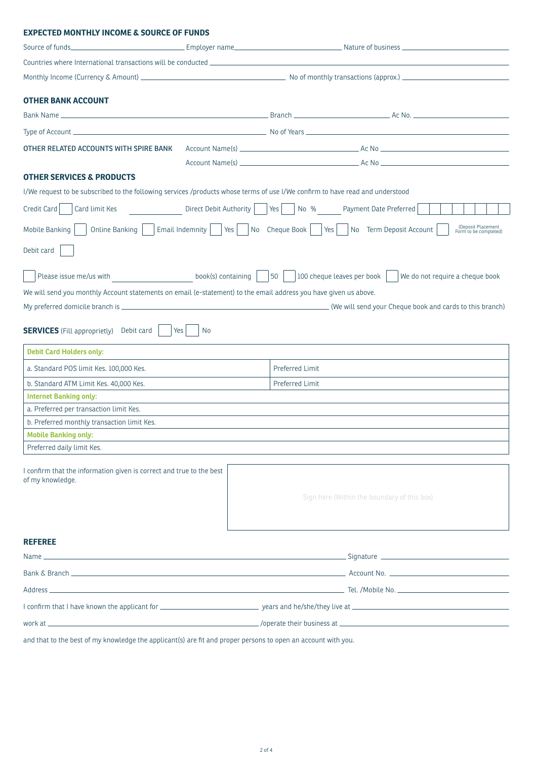## EXPECTED MONTHLY INCOME & SOURCE OF FUNDS

Source of funds\_\_\_\_\_\_\_\_\_\_\_\_ Employer name\_\_\_\_\_\_\_\_\_\_\_\_ Nature of business \_\_\_\_\_\_\_\_\_\_\_\_

Countries where International transactions will be conducted \_\_\_\_\_\_\_\_\_\_\_\_

Monthly Income (Currency & Amount) \_\_\_\_\_\_\_\_\_\_\_\_ No of monthly transactions (approx.) \_\_\_\_\_\_\_\_\_\_\_\_

## OTHER BANK ACCOUNT

Bank Name \_\_\_\_\_\_\_\_\_\_\_\_ Branch \_\_\_\_\_\_\_\_\_\_\_\_ Ac No. \_\_\_\_\_\_\_\_\_\_\_\_

Type of Account \_\_\_\_\_\_\_\_\_\_\_\_ No of Years \_\_\_\_\_\_\_\_\_\_\_\_

**OTHER RELATED ACCOUNTS WITH SPIRE BANK** Account Name(s) \_\_\_\_\_\_\_\_\_\_\_\_ Ac No \_\_\_\_\_\_\_\_\_\_\_\_

Account Name(s) \_\_\_\_\_\_\_\_\_\_\_\_ Ac No \_\_\_\_\_\_\_\_\_\_\_\_

## OTHER SERVICES & PRODUCTS

I/We request to be subscribed to the following services /products whose terms of use I/We confirm to have read and understood

Credit Card ☐ Card limit Kes \_\_\_\_\_\_ Direct Debit Authority ☐ Yes ☐ No % \_\_\_\_\_\_ Payment Date Preferred ☐☐☐☐☐☐☐☐

Mobile Banking ☐ Online Banking ☐ Email Indemnity ☐ Yes ☐ No Cheque Book ☐ Yes ☐ No Term Deposit Account ☐ (Deposit Placement Form to be completed)

Debit card ☐

☐ Please issue me/us with \_\_\_\_\_\_ book(s) containing ☐ 50 ☐ 100 cheque leaves per book ☐ We do not require a cheque book

We will send you monthly Account statements on email (e-statement) to the email address you have given us above.

My preferred domicile branch is \_\_\_\_\_\_\_\_\_\_\_\_ (We will send your Cheque book and cards to this branch)

**SERVICES** (Fill appropriety) Debit card ☐ Yes ☐ No

| **Debit Card Holders only:** | |
|---|---|
| a. Standard POS limit Kes. 100,000 Kes. | Preferred Limit |
| b. Standard ATM Limit Kes. 40,000 Kes. | Preferred Limit |
| **Internet Banking only:** | |
| a. Preferred per transaction limit Kes. | |
| b. Preferred monthly transaction limit Kes. | |
| **Mobile Banking only:** | |
| Preferred daily limit Kes. | |

I confirm that the information given is correct and true to the best of my knowledge.

Sign here (Within the boundary of this box)

## REFEREE

Name \_\_\_\_\_\_\_\_\_\_\_\_ Signature \_\_\_\_\_\_\_\_\_\_\_\_

Bank & Branch \_\_\_\_\_\_\_\_\_\_\_\_ Account No. \_\_\_\_\_\_\_\_\_\_\_\_

Address \_\_\_\_\_\_\_\_\_\_\_\_ Tel. /Mobile No. \_\_\_\_\_\_\_\_\_\_\_\_

I confirm that I have known the applicant for \_\_\_\_\_\_\_\_\_\_\_\_ years and he/she/they live at \_\_\_\_\_\_\_\_\_\_\_\_

work at \_\_\_\_\_\_\_\_\_\_\_\_ /operate their business at \_\_\_\_\_\_\_\_\_\_\_\_

and that to the best of my knowledge the applicant(s) are fit and proper persons to open an account with you.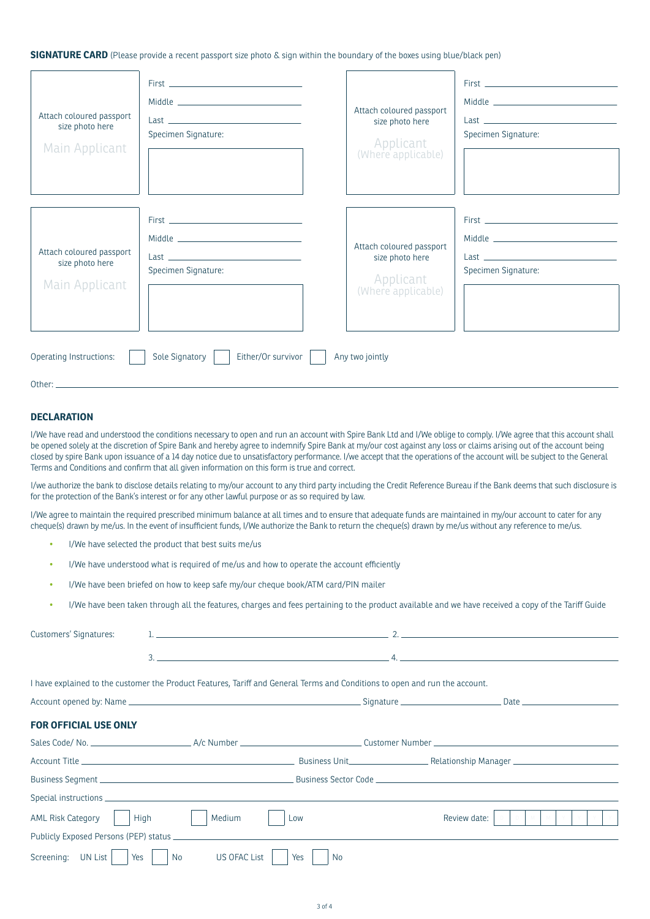**SIGNATURE CARD** (Please provide a recent passport size photo & sign within the boundary of the boxes using blue/black pen)

| Attach coloured passport size photo here<br>Main Applicant | First ______<br>Middle ______<br>Last ______<br>Specimen Signature: | Attach coloured passport size photo here<br>Applicant (Where applicable) | First ______<br>Middle ______<br>Last ______<br>Specimen Signature: |
|---|---|---|---|
| Attach coloured passport size photo here<br>Main Applicant | First ______<br>Middle ______<br>Last ______<br>Specimen Signature: | Attach coloured passport size photo here<br>Applicant (Where applicable) | First ______<br>Middle ______<br>Last ______<br>Specimen Signature: |

Operating Instructions: ☐ Sole Signatory ☐ Either/Or survivor ☐ Any two jointly

Other: ______

## DECLARATION

I/We have read and understood the conditions necessary to open and run an account with Spire Bank Ltd and I/We oblige to comply. I/We agree that this account shall be opened solely at the discretion of Spire Bank and hereby agree to indemnify Spire Bank at my/our cost against any loss or claims arising out of the account being closed by spire Bank upon issuance of a 14 day notice due to unsatisfactory performance. I/we accept that the operations of the account will be subject to the General Terms and Conditions and confirm that all given information on this form is true and correct.

I/we authorize the bank to disclose details relating to my/our account to any third party including the Credit Reference Bureau if the Bank deems that such disclosure is for the protection of the Bank's interest or for any other lawful purpose or as so required by law.

I/We agree to maintain the required prescribed minimum balance at all times and to ensure that adequate funds are maintained in my/our account to cater for any cheque(s) drawn by me/us. In the event of insufficient funds, I/We authorize the Bank to return the cheque(s) drawn by me/us without any reference to me/us.

- I/We have selected the product that best suits me/us
- I/We have understood what is required of me/us and how to operate the account efficiently
- I/We have been briefed on how to keep safe my/our cheque book/ATM card/PIN mailer
- I/We have been taken through all the features, charges and fees pertaining to the product available and we have received a copy of the Tariff Guide

Customers' Signatures: 1. ______ 2. ______

3. ______ 4. ______

I have explained to the customer the Product Features, Tariff and General Terms and Conditions to open and run the account.

Account opened by: Name ______ Signature ______ Date ______

## FOR OFFICIAL USE ONLY

Sales Code/ No. ______ A/c Number ______ Customer Number ______

Account Title ______ Business Unit ______ Relationship Manager ______

Business Segment ______ Business Sector Code ______

Special instructions ______

AML Risk Category ☐ High ☐ Medium ☐ Low Review date: ☐☐☐☐☐☐☐☐

Publicly Exposed Persons (PEP) status ______

Screening: UN List ☐ Yes ☐ No US OFAC List ☐ Yes ☐ No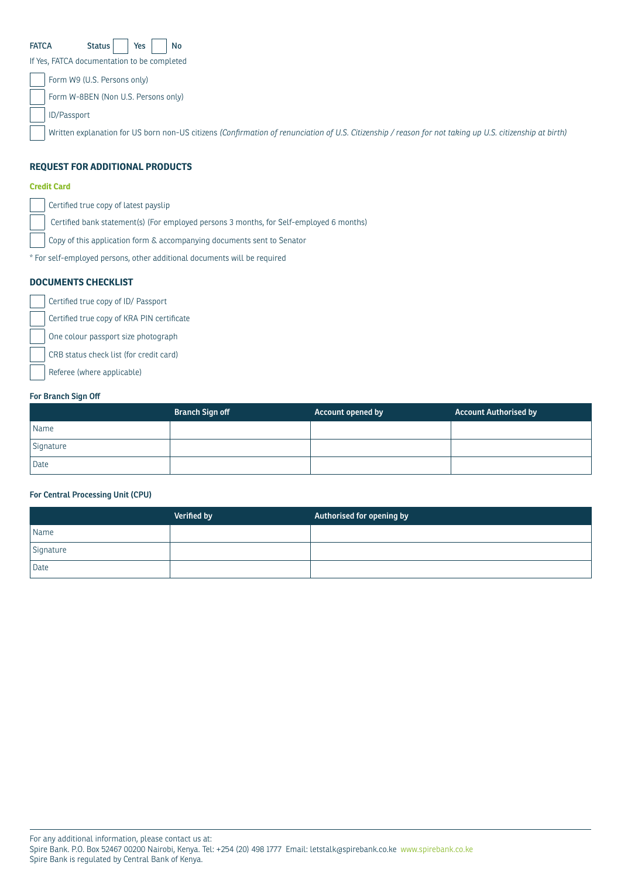**FATCA** **Status** [ ] **Yes** [ ] **No**

If Yes, FATCA documentation to be completed

- [ ] Form W9 (U.S. Persons only)
- [ ] Form W-8BEN (Non U.S. Persons only)
- [ ] ID/Passport
- [ ] Written explanation for US born non-US citizens *(Confirmation of renunciation of U.S. Citizenship / reason for not taking up U.S. citizenship at birth)*

## REQUEST FOR ADDITIONAL PRODUCTS

**Credit Card**

- [ ] Certified true copy of latest payslip
- [ ] Certified bank statement(s) (For employed persons 3 months, for Self-employed 6 months)
- [ ] Copy of this application form & accompanying documents sent to Senator

* For self-employed persons, other additional documents will be required

## DOCUMENTS CHECKLIST

- [ ] Certified true copy of ID/ Passport
- [ ] Certified true copy of KRA PIN certificate
- [ ] One colour passport size photograph
- [ ] CRB status check list (for credit card)
- [ ] Referee (where applicable)

**For Branch Sign Off**

| | Branch Sign off | Account opened by | Account Authorised by |
|---|---|---|---|
| Name | | | |
| Signature | | | |
| Date | | | |

**For Central Processing Unit (CPU)**

| | Verified by | Authorised for opening by |
|---|---|---|
| Name | | |
| Signature | | |
| Date | | |

For any additional information, please contact us at:
Spire Bank. P.O. Box 52467 00200 Nairobi, Kenya. Tel: +254 (20) 498 1777 Email: letstalk@spirebank.co.ke www.spirebank.co.ke
Spire Bank is regulated by Central Bank of Kenya.